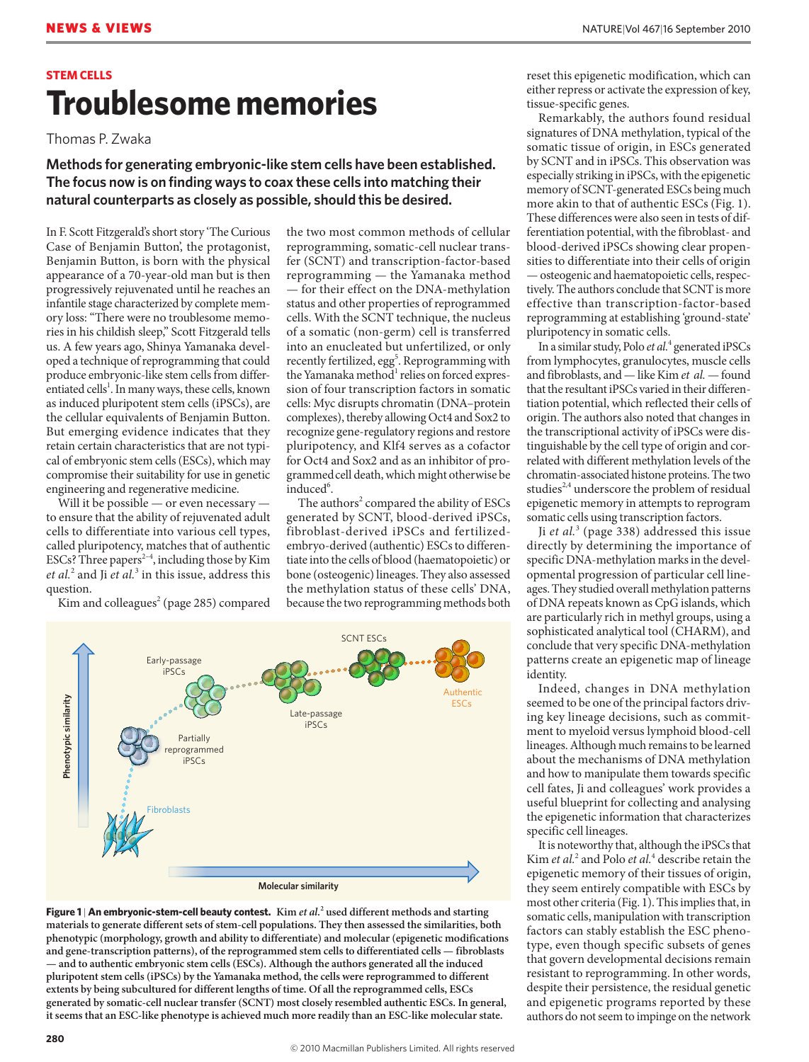STEM CELLS

# Troublesome memories

Thomas P. Zwaka

**Methods for generating embryonic-like stem cells have been established. The focus now is on finding ways to coax these cells into matching their natural counterparts as closely as possible, should this be desired.**

In F. Scott Fitzgerald's short story 'The Curious Case of Benjamin Button', the protagonist, Benjamin Button, is born with the physical appearance of a 70-year-old man but is then progressively rejuvenated until he reaches an infantile stage characterized by complete memory loss: "There were no troublesome memories in his childish sleep," Scott Fitzgerald tells us. A few years ago, Shinya Yamanaka developed a technique of reprogramming that could produce embryonic-like stem cells from differentiated cells[1]. In many ways, these cells, known as induced pluripotent stem cells (iPSCs), are the cellular equivalents of Benjamin Button. But emerging evidence indicates that they retain certain characteristics that are not typical of embryonic stem cells (ESCs), which may compromise their suitability for use in genetic engineering and regenerative medicine.

Will it be possible — or even necessary — to ensure that the ability of rejuvenated adult cells to differentiate into various cell types, called pluripotency, matches that of authentic ESCs? Three papers[2–4], including those by Kim *et al.*[2] and Ji *et al.*[3] in this issue, address this question.

Kim and colleagues[2] (page 285) compared the two most common methods of cellular reprogramming, somatic-cell nuclear transfer (SCNT) and transcription-factor-based reprogramming — the Yamanaka method — for their effect on the DNA-methylation status and other properties of reprogrammed cells. With the SCNT technique, the nucleus of a somatic (non-germ) cell is transferred into an enucleated but unfertilized, or only recently fertilized, egg[5]. Reprogramming with the Yamanaka method[1] relies on forced expression of four transcription factors in somatic cells: Myc disrupts chromatin (DNA–protein complexes), thereby allowing Oct4 and Sox2 to recognize gene-regulatory regions and restore pluripotency, and Klf4 serves as a cofactor for Oct4 and Sox2 and as an inhibitor of programmed cell death, which might otherwise be induced[6].

The authors[2] compared the ability of ESCs generated by SCNT, blood-derived iPSCs, fibroblast-derived iPSCs and fertilized-embryo-derived (authentic) ESCs to differentiate into the cells of blood (haematopoietic) or bone (osteogenic) lineages. They also assessed the methylation status of these cells' DNA, because the two reprogramming methods both reset this epigenetic modification, which can either repress or activate the expression of key, tissue-specific genes.

Remarkably, the authors found residual signatures of DNA methylation, typical of the somatic tissue of origin, in ESCs generated by SCNT and in iPSCs. This observation was especially striking in iPSCs, with the epigenetic memory of SCNT-generated ESCs being much more akin to that of authentic ESCs (Fig. 1). These differences were also seen in tests of differentiation potential, with the fibroblast- and blood-derived iPSCs showing clear propensities to differentiate into their cells of origin — osteogenic and haematopoietic cells, respectively. The authors conclude that SCNT is more effective than transcription-factor-based reprogramming at establishing 'ground-state' pluripotency in somatic cells.

In a similar study, Polo *et al.*[4] generated iPSCs from lymphocytes, granulocytes, muscle cells and fibroblasts, and — like Kim *et al.* — found that the resultant iPSCs varied in their differentiation potential, which reflected their cells of origin. The authors also noted that changes in the transcriptional activity of iPSCs were distinguishable by the cell type of origin and correlated with different methylation levels of the chromatin-associated histone proteins. The two studies[2,4] underscore the problem of residual epigenetic memory in attempts to reprogram somatic cells using transcription factors.

Ji *et al.*[3] (page 338) addressed this issue directly by determining the importance of specific DNA-methylation marks in the developmental progression of particular cell lineages. They studied overall methylation patterns of DNA repeats known as CpG islands, which are particularly rich in methyl groups, using a sophisticated analytical tool (CHARM), and conclude that very specific DNA-methylation patterns create an epigenetic map of lineage identity.

Indeed, changes in DNA methylation seemed to be one of the principal factors driving key lineage decisions, such as commitment to myeloid versus lymphoid blood-cell lineages. Although much remains to be learned about the mechanisms of DNA methylation and how to manipulate them towards specific cell fates, Ji and colleagues' work provides a useful blueprint for collecting and analysing the epigenetic information that characterizes specific cell lineages.

It is noteworthy that, although the iPSCs that Kim *et al.*[2] and Polo *et al.*[4] describe retain the epigenetic memory of their tissues of origin, they seem entirely compatible with ESCs by most other criteria (Fig. 1). This implies that, in somatic cells, manipulation with transcription factors can stably establish the ESC phenotype, even though specific subsets of genes that govern developmental decisions remain resistant to reprogramming. In other words, despite their persistence, the residual genetic and epigenetic programs reported by these authors do not seem to impinge on the network

Phenotypic similarity

Molecular similarity

Fibroblasts

Partially reprogrammed iPSCs

Early-passage iPSCs

Late-passage iPSCs

SCNT ESCs

Authentic ESCs

**Figure 1 | An embryonic-stem-cell beauty contest.** Kim *et al.*[2] used different methods and starting materials to generate different sets of stem-cell populations. They then assessed the similarities, both phenotypic (morphology, growth and ability to differentiate) and molecular (epigenetic modifications and gene-transcription patterns), of the reprogrammed stem cells to differentiated cells — fibroblasts — and to authentic embryonic stem cells (ESCs). Although the authors generated all the induced pluripotent stem cells (iPSCs) by the Yamanaka method, the cells were reprogrammed to different extents by being subcultured for different lengths of time. Of all the reprogrammed cells, ESCs generated by somatic-cell nuclear transfer (SCNT) most closely resembled authentic ESCs. In general, it seems that an ESC-like phenotype is achieved much more readily than an ESC-like molecular state.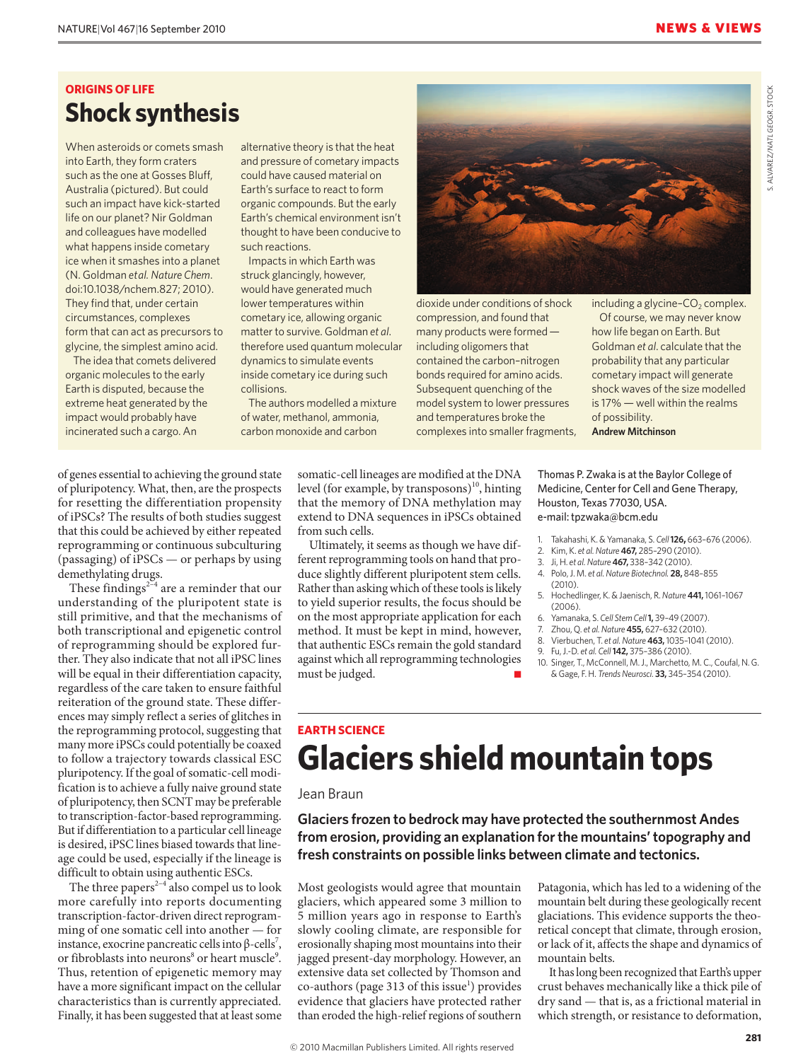## ORIGINS OF LIFE

# Shock synthesis

When asteroids or comets smash into Earth, they form craters such as the one at Gosses Bluff, Australia (pictured). But could such an impact have kick-started life on our planet? Nir Goldman and colleagues have modelled what happens inside cometary ice when it smashes into a planet (N. Goldman *et al. Nature Chem.* doi:10.1038/nchem.827; 2010). They find that, under certain circumstances, complexes form that can act as precursors to glycine, the simplest amino acid.

The idea that comets delivered organic molecules to the early Earth is disputed, because the extreme heat generated by the impact would probably have incinerated such a cargo. An alternative theory is that the heat and pressure of cometary impacts could have caused material on Earth's surface to react to form organic compounds. But the early Earth's chemical environment isn't thought to have been conducive to such reactions.

Impacts in which Earth was struck glancingly, however, would have generated much lower temperatures within cometary ice, allowing organic matter to survive. Goldman *et al.* therefore used quantum molecular dynamics to simulate events inside cometary ice during such collisions.

The authors modelled a mixture of water, methanol, ammonia, carbon monoxide and carbon dioxide under conditions of shock compression, and found that many products were formed — including oligomers that contained the carbon–nitrogen bonds required for amino acids. Subsequent quenching of the model system to lower pressures and temperatures broke the complexes into smaller fragments, including a glycine–$CO_2$ complex.

Of course, we may never know how life began on Earth. But Goldman *et al.* calculate that the probability that any particular cometary impact will generate shock waves of the size modelled is 17% — well within the realms of possibility.

**Andrew Mitchinson**

S. ALVAREZ/NATL GEOGR. STOCK

of genes essential to achieving the ground state of pluripotency. What, then, are the prospects for resetting the differentiation propensity of iPSCs? The results of both studies suggest that this could be achieved by either repeated reprogramming or continuous subculturing (passaging) of iPSCs — or perhaps by using demethylating drugs.

These findings[2–4] are a reminder that our understanding of the pluripotent state is still primitive, and that the mechanisms of both transcriptional and epigenetic control of reprogramming should be explored further. They also indicate that not all iPSC lines will be equal in their differentiation capacity, regardless of the care taken to ensure faithful reiteration of the ground state. These differences may simply reflect a series of glitches in the reprogramming protocol, suggesting that many more iPSCs could potentially be coaxed to follow a trajectory towards classical ESC pluripotency. If the goal of somatic-cell modification is to achieve a fully naive ground state of pluripotency, then SCNT may be preferable to transcription-factor-based reprogramming. But if differentiation to a particular cell lineage is desired, iPSC lines biased towards that lineage could be used, especially if the lineage is difficult to obtain using authentic ESCs.

The three papers[2–4] also compel us to look more carefully into reports documenting transcription-factor-driven direct reprogramming of one somatic cell into another — for instance, exocrine pancreatic cells into β-cells[7], or fibroblasts into neurons[8] or heart muscle[9]. Thus, retention of epigenetic memory may have a more significant impact on the cellular characteristics than is currently appreciated. Finally, it has been suggested that at least some somatic-cell lineages are modified at the DNA level (for example, by transposons)[10], hinting that the memory of DNA methylation may extend to DNA sequences in iPSCs obtained from such cells.

Ultimately, it seems as though we have different reprogramming tools on hand that produce slightly different pluripotent stem cells. Rather than asking which of these tools is likely to yield superior results, the focus should be on the most appropriate application for each method. It must be kept in mind, however, that authentic ESCs remain the gold standard against which all reprogramming technologies must be judged. ■

Thomas P. Zwaka is at the Baylor College of Medicine, Center for Cell and Gene Therapy, Houston, Texas 77030, USA.
e-mail: tpzwaka@bcm.edu

1. Takahashi, K. & Yamanaka, S. *Cell* **126,** 663–676 (2006).
2. Kim, K. *et al. Nature* **467,** 285–290 (2010).
3. Ji, H. *et al. Nature* **467,** 338–342 (2010).
4. Polo, J. M. *et al. Nature Biotechnol.* **28,** 848–855 (2010).
5. Hochedlinger, K. & Jaenisch, R. *Nature* **441,** 1061–1067 (2006).
6. Yamanaka, S. *Cell Stem Cell* **1,** 39–49 (2007).
7. Zhou, Q. *et al. Nature* **455,** 627–632 (2010).
8. Vierbuchen, T. *et al. Nature* **463,** 1035–1041 (2010).
9. Fu, J.-D. *et al. Cell* **142,** 375–386 (2010).
10. Singer, T., McConnell, M. J., Marchetto, M. C., Coufal, N. G. & Gage, F. H. *Trends Neurosci.* **33,** 345–354 (2010).

## EARTH SCIENCE

# Glaciers shield mountain tops

Jean Braun

**Glaciers frozen to bedrock may have protected the southernmost Andes from erosion, providing an explanation for the mountains' topography and fresh constraints on possible links between climate and tectonics.**

Most geologists would agree that mountain glaciers, which appeared some 3 million to 5 million years ago in response to Earth's slowly cooling climate, are responsible for erosionally shaping most mountains into their jagged present-day morphology. However, an extensive data set collected by Thomson and co-authors (page 313 of this issue[1]) provides evidence that glaciers have protected rather than eroded the high-relief regions of southern Patagonia, which has led to a widening of the mountain belt during these geologically recent glaciations. This evidence supports the theoretical concept that climate, through erosion, or lack of it, affects the shape and dynamics of mountain belts.

It has long been recognized that Earth's upper crust behaves mechanically like a thick pile of dry sand — that is, as a frictional material in which strength, or resistance to deformation,